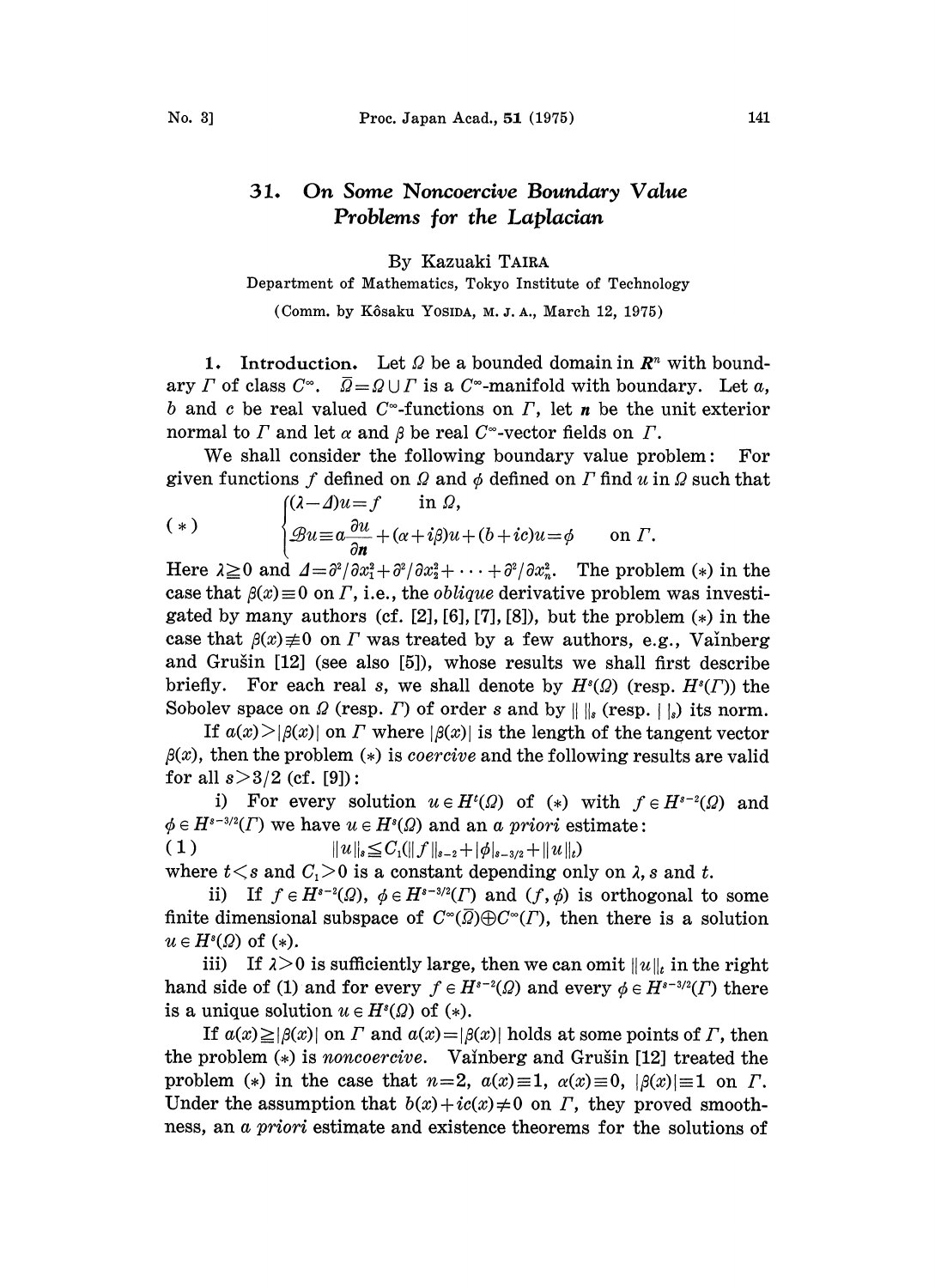# 31. On Some Noncoercive Boundary Value Problems for the Laplacian

By Kazuaki TAIRA

Department of Mathematics, Tokyo Institute of Technology

(Comm. by Kôsaku YOSIDA, M. J. A., March 12, 1975)

**1. Introduction.** Let $\Omega$ be a bounded domain in $\boldsymbol{R}^n$ with boundary $\Gamma$ of class $C^\infty$. $\bar{\Omega}=\Omega\cup\Gamma$ is a $C^\infty$-manifold with boundary. Let $a$, $b$ and $c$ be real valued $C^\infty$-functions on $\Gamma$, let $\boldsymbol{n}$ be the unit exterior normal to $\Gamma$ and let $\alpha$ and $\beta$ be real $C^\infty$-vector fields on $\Gamma$.

We shall consider the following boundary value problem: For given functions $f$ defined on $\Omega$ and $\phi$ defined on $\Gamma$ find $u$ in $\Omega$ such that

$$(*)\qquad \begin{cases}(\lambda-\Delta)u=f & \text{in } \Omega,\\ \mathcal{B}u\equiv a\dfrac{\partial u}{\partial \boldsymbol{n}}+(\alpha+i\beta)u+(b+ic)u=\phi & \text{on } \Gamma.\end{cases}$$

Here $\lambda\geqq 0$ and $\Delta=\partial^2/\partial x_1^2+\partial^2/\partial x_2^2+\cdots+\partial^2/\partial x_n^2$. The problem $(*)$ in the case that $\beta(x)\equiv 0$ on $\Gamma$, i.e., the *oblique* derivative problem was investigated by many authors (cf. [2], [6], [7], [8]), but the problem $(*)$ in the case that $\beta(x)\not\equiv 0$ on $\Gamma$ was treated by a few authors, e.g., Vaĭnberg and Grušin [12] (see also [5]), whose results we shall first describe briefly. For each real $s$, we shall denote by $H^s(\Omega)$ (resp. $H^s(\Gamma)$) the Sobolev space on $\Omega$ (resp. $\Gamma$) of order $s$ and by $\|\ \|_s$ (resp. $|\ |_s$) its norm.

If $a(x)>|\beta(x)|$ on $\Gamma$ where $|\beta(x)|$ is the length of the tangent vector $\beta(x)$, then the problem $(*)$ is *coercive* and the following results are valid for all $s>3/2$ (cf. [9]):

i) For every solution $u\in H^t(\Omega)$ of $(*)$ with $f\in H^{s-2}(\Omega)$ and $\phi\in H^{s-3/2}(\Gamma)$ we have $u\in H^s(\Omega)$ and an *a priori* estimate:

$$(1)\qquad \|u\|_s\leqq C_1(\|f\|_{s-2}+|\phi|_{s-3/2}+\|u\|_t)$$

where $t<s$ and $C_1>0$ is a constant depending only on $\lambda$, $s$ and $t$.

ii) If $f\in H^{s-2}(\Omega)$, $\phi\in H^{s-3/2}(\Gamma)$ and $(f,\phi)$ is orthogonal to some finite dimensional subspace of $C^\infty(\bar{\Omega})\oplus C^\infty(\Gamma)$, then there is a solution $u\in H^s(\Omega)$ of $(*)$.

iii) If $\lambda>0$ is sufficiently large, then we can omit $\|u\|_t$ in the right hand side of (1) and for every $f\in H^{s-2}(\Omega)$ and every $\phi\in H^{s-3/2}(\Gamma)$ there is a unique solution $u\in H^s(\Omega)$ of $(*)$.

If $a(x)\geqq|\beta(x)|$ on $\Gamma$ and $a(x)=|\beta(x)|$ holds at some points of $\Gamma$, then the problem $(*)$ is *noncoercive*. Vaĭnberg and Grušin [12] treated the problem $(*)$ in the case that $n=2$, $a(x)\equiv 1$, $\alpha(x)\equiv 0$, $|\beta(x)|\equiv 1$ on $\Gamma$. Under the assumption that $b(x)+ic(x)\neq 0$ on $\Gamma$, they proved smoothness, an *a priori* estimate and existence theorems for the solutions of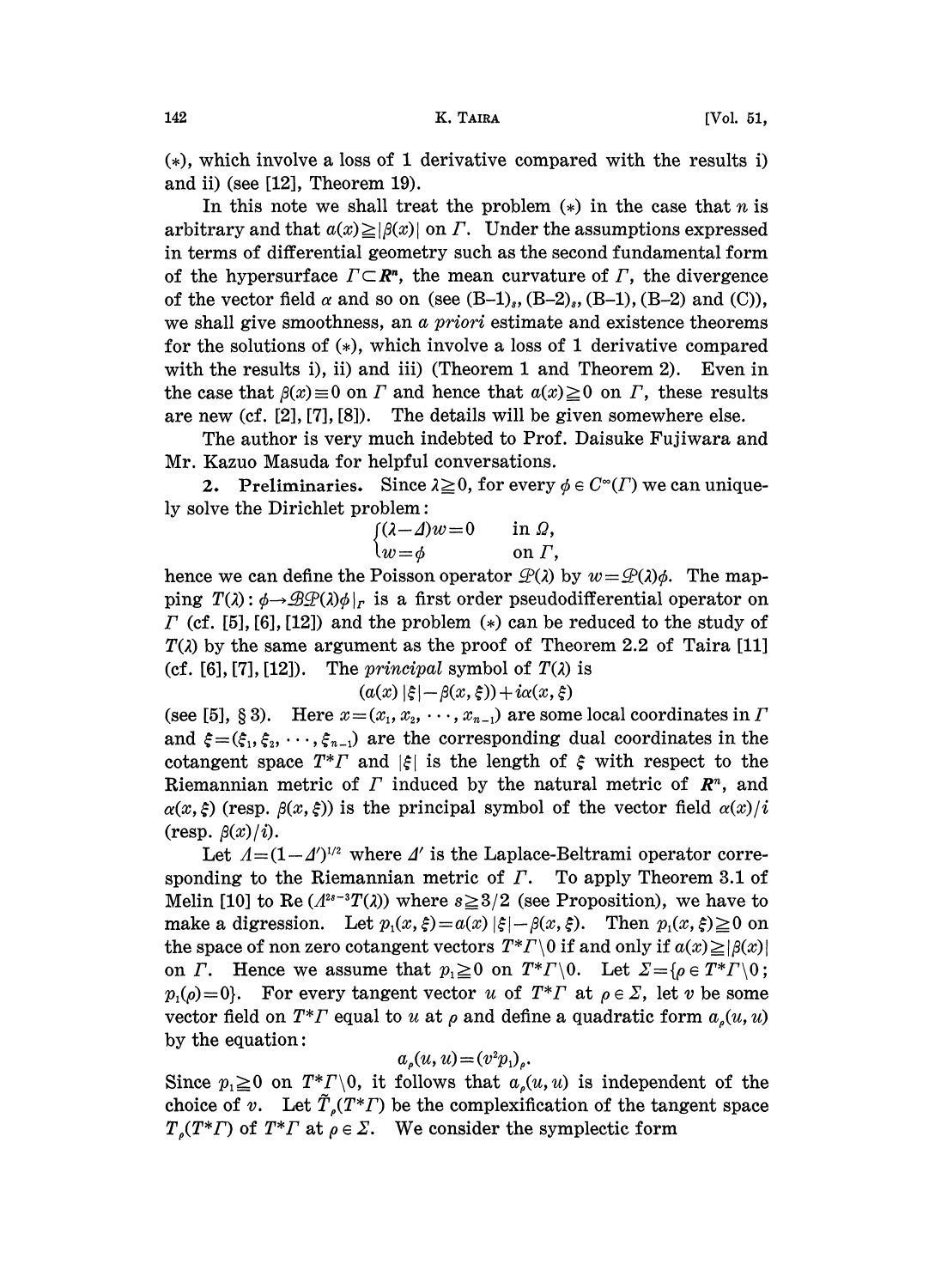(*), which involve a loss of 1 derivative compared with the results i) and ii) (see [12], Theorem 19).

In this note we shall treat the problem (*) in the case that $n$ is arbitrary and that $a(x) \geq |\beta(x)|$ on $\Gamma$. Under the assumptions expressed in terms of differential geometry such as the second fundamental form of the hypersurface $\Gamma \subset \boldsymbol{R}^n$, the mean curvature of $\Gamma$, the divergence of the vector field $\alpha$ and so on (see (B–1)$_s$, (B–2)$_s$, (B–1), (B–2) and (C)), we shall give smoothness, an *a priori* estimate and existence theorems for the solutions of (*), which involve a loss of 1 derivative compared with the results i), ii) and iii) (Theorem 1 and Theorem 2). Even in the case that $\beta(x) \equiv 0$ on $\Gamma$ and hence that $a(x) \geq 0$ on $\Gamma$, these results are new (cf. [2], [7], [8]). The details will be given somewhere else.

The author is very much indebted to Prof. Daisuke Fujiwara and Mr. Kazuo Masuda for helpful conversations.

**2. Preliminaries.** Since $\lambda \geq 0$, for every $\phi \in C^\infty(\Gamma)$ we can uniquely solve the Dirichlet problem:

$$\begin{cases} (\lambda - \Delta)w = 0 & \text{in } \Omega, \\ w = \phi & \text{on } \Gamma, \end{cases}$$

hence we can define the Poisson operator $\mathcal{P}(\lambda)$ by $w = \mathcal{P}(\lambda)\phi$. The mapping $T(\lambda) : \phi \to \mathcal{B}\mathcal{P}(\lambda)\phi|_\Gamma$ is a first order pseudodifferential operator on $\Gamma$ (cf. [5], [6], [12]) and the problem (*) can be reduced to the study of $T(\lambda)$ by the same argument as the proof of Theorem 2.2 of Taira [11] (cf. [6], [7], [12]). The *principal* symbol of $T(\lambda)$ is

$$(a(x)|\xi| - \beta(x, \xi)) + i\alpha(x, \xi)$$

(see [5], § 3). Here $x = (x_1, x_2, \cdots, x_{n-1})$ are some local coordinates in $\Gamma$ and $\xi = (\xi_1, \xi_2, \cdots, \xi_{n-1})$ are the corresponding dual coordinates in the cotangent space $T^*\Gamma$ and $|\xi|$ is the length of $\xi$ with respect to the Riemannian metric of $\Gamma$ induced by the natural metric of $\boldsymbol{R}^n$, and $\alpha(x, \xi)$ (resp. $\beta(x, \xi)$) is the principal symbol of the vector field $\alpha(x)/i$ (resp. $\beta(x)/i$).

Let $\Lambda = (1 - \Delta')^{1/2}$ where $\Delta'$ is the Laplace-Beltrami operator corresponding to the Riemannian metric of $\Gamma$. To apply Theorem 3.1 of Melin [10] to $\mathrm{Re}\,(\Lambda^{2s-3}T(\lambda))$ where $s \geq 3/2$ (see Proposition), we have to make a digression. Let $p_1(x, \xi) = a(x)|\xi| - \beta(x, \xi)$. Then $p_1(x, \xi) \geq 0$ on the space of non zero cotangent vectors $T^*\Gamma \backslash 0$ if and only if $a(x) \geq |\beta(x)|$ on $\Gamma$. Hence we assume that $p_1 \geq 0$ on $T^*\Gamma \backslash 0$. Let $\Sigma = \{\rho \in T^*\Gamma \backslash 0 ; p_1(\rho) = 0\}$. For every tangent vector $u$ of $T^*\Gamma$ at $\rho \in \Sigma$, let $v$ be some vector field on $T^*\Gamma$ equal to $u$ at $\rho$ and define a quadratic form $a_\rho(u, u)$ by the equation:

$$a_\rho(u, u) = (v^2 p_1)_\rho.$$

Since $p_1 \geq 0$ on $T^*\Gamma \backslash 0$, it follows that $a_\rho(u, u)$ is independent of the choice of $v$. Let $\tilde{T}_\rho(T^*\Gamma)$ be the complexification of the tangent space $T_\rho(T^*\Gamma)$ of $T^*\Gamma$ at $\rho \in \Sigma$. We consider the symplectic form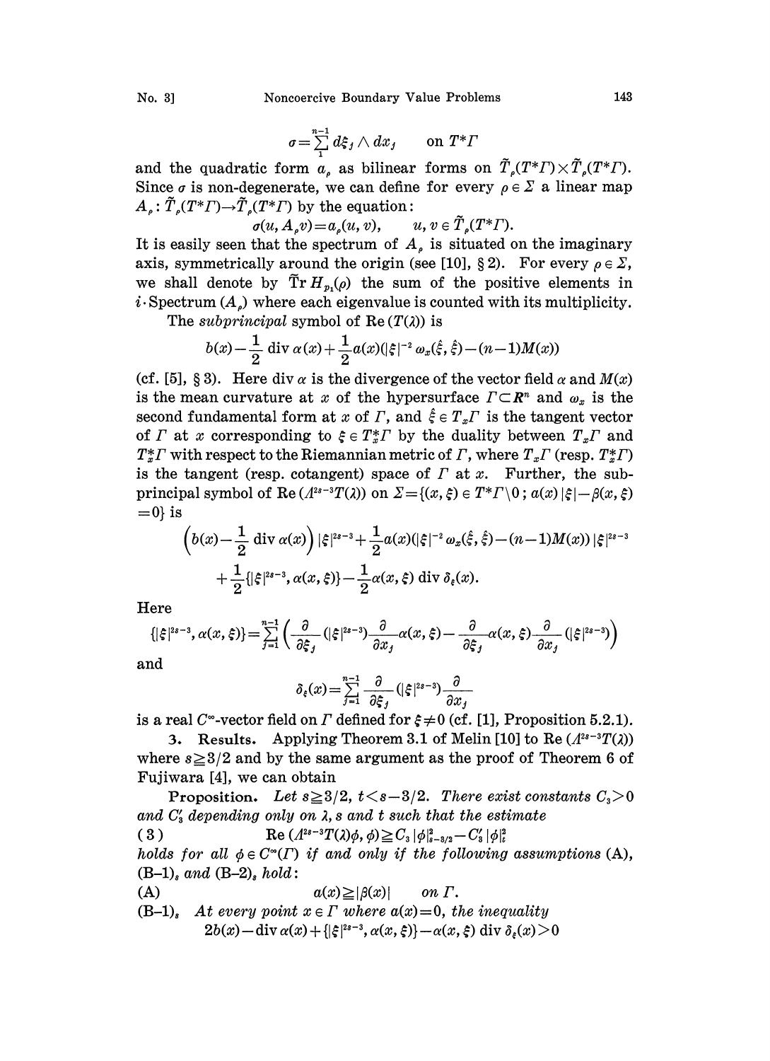$$\sigma = \sum_{1}^{n-1} d\xi_j \wedge dx_j \qquad \text{on } T^*\Gamma$$

and the quadratic form $a_\rho$ as bilinear forms on $\tilde{T}_\rho(T^*\Gamma)\times\tilde{T}_\rho(T^*\Gamma)$. Since $\sigma$ is non-degenerate, we can define for every $\rho \in \Sigma$ a linear map $A_\rho : \tilde{T}_\rho(T^*\Gamma)\to\tilde{T}_\rho(T^*\Gamma)$ by the equation:

$$\sigma(u, A_\rho v) = a_\rho(u, v), \qquad u, v \in \tilde{T}_\rho(T^*\Gamma).$$

It is easily seen that the spectrum of $A_\rho$ is situated on the imaginary axis, symmetrically around the origin (see [10], § 2). For every $\rho \in \Sigma$, we shall denote by $\widetilde{\mathrm{Tr}}\, H_{p_1}(\rho)$ the sum of the positive elements in $i\cdot$Spectrum $(A_\rho)$ where each eigenvalue is counted with its multiplicity.

The *subprincipal* symbol of $\mathrm{Re}\,(T(\lambda))$ is

$$b(x) - \frac{1}{2}\,\mathrm{div}\,\alpha(x) + \frac{1}{2}a(x)(|\xi|^{-2}\,\omega_x(\hat{\xi}, \hat{\xi}) - (n-1)M(x))$$

(cf. [5], § 3). Here $\mathrm{div}\,\alpha$ is the divergence of the vector field $\alpha$ and $M(x)$ is the mean curvature at $x$ of the hypersurface $\Gamma \subset \boldsymbol{R}^n$ and $\omega_x$ is the second fundamental form at $x$ of $\Gamma$, and $\hat{\xi} \in T_x\Gamma$ is the tangent vector of $\Gamma$ at $x$ corresponding to $\xi \in T_x^*\Gamma$ by the duality between $T_x\Gamma$ and $T_x^*\Gamma$ with respect to the Riemannian metric of $\Gamma$, where $T_x\Gamma$ (resp. $T_x^*\Gamma$) is the tangent (resp. cotangent) space of $\Gamma$ at $x$. Further, the subprincipal symbol of $\mathrm{Re}\,(\Lambda^{2s-3}T(\lambda))$ on $\Sigma = \{(x, \xi) \in T^*\Gamma\backslash 0\,;\, a(x)\,|\xi| - \beta(x, \xi) = 0\}$ is

$$\Big(b(x) - \frac{1}{2}\,\mathrm{div}\,\alpha(x)\Big)\,|\xi|^{2s-3} + \frac{1}{2}a(x)(|\xi|^{-2}\,\omega_x(\hat{\xi}, \hat{\xi}) - (n-1)M(x))\,|\xi|^{2s-3}$$
$$+ \frac{1}{2}\{|\xi|^{2s-3}, \alpha(x, \xi)\} - \frac{1}{2}\alpha(x, \xi)\,\mathrm{div}\,\delta_\xi(x).$$

Here

$$\{|\xi|^{2s-3}, \alpha(x, \xi)\} = \sum_{j=1}^{n-1}\Big(\frac{\partial}{\partial \xi_j}(|\xi|^{2s-3})\frac{\partial}{\partial x_j}\alpha(x, \xi) - \frac{\partial}{\partial \xi_j}\alpha(x, \xi)\frac{\partial}{\partial x_j}(|\xi|^{2s-3})\Big)$$

and

$$\delta_\xi(x) = \sum_{j=1}^{n-1}\frac{\partial}{\partial \xi_j}(|\xi|^{2s-3})\frac{\partial}{\partial x_j}$$

is a real $C^\infty$-vector field on $\Gamma$ defined for $\xi \neq 0$ (cf. [1], Proposition 5.2.1).

**3. Results.** Applying Theorem 3.1 of Melin [10] to $\mathrm{Re}\,(\Lambda^{2s-3}T(\lambda))$ where $s \geqq 3/2$ and by the same argument as the proof of Theorem 6 of Fujiwara [4], we can obtain

**Proposition.** *Let $s \geqq 3/2$, $t < s - 3/2$. There exist constants $C_3 > 0$ and $C_3'$ depending only on $\lambda$, $s$ and $t$ such that the estimate*

$$\mathrm{Re}\,(\Lambda^{2s-3}T(\lambda)\phi, \phi) \geqq C_3\,|\phi|^2_{s-3/2} - C_3'\,|\phi|^2_t \tag{3}$$

*holds for all $\phi \in C^\infty(\Gamma)$ if and only if the following assumptions* (A), (B–1)$_s$ *and* (B–2)$_s$ *hold:*

(A) $\qquad a(x) \geqq |\beta(x)| \qquad$ *on $\Gamma$.*

(B–1)$_s$ *At every point $x \in \Gamma$ where $a(x) = 0$, the inequality*

$$2b(x) - \mathrm{div}\,\alpha(x) + \{|\xi|^{2s-3}, \alpha(x, \xi)\} - \alpha(x, \xi)\,\mathrm{div}\,\delta_\xi(x) > 0$$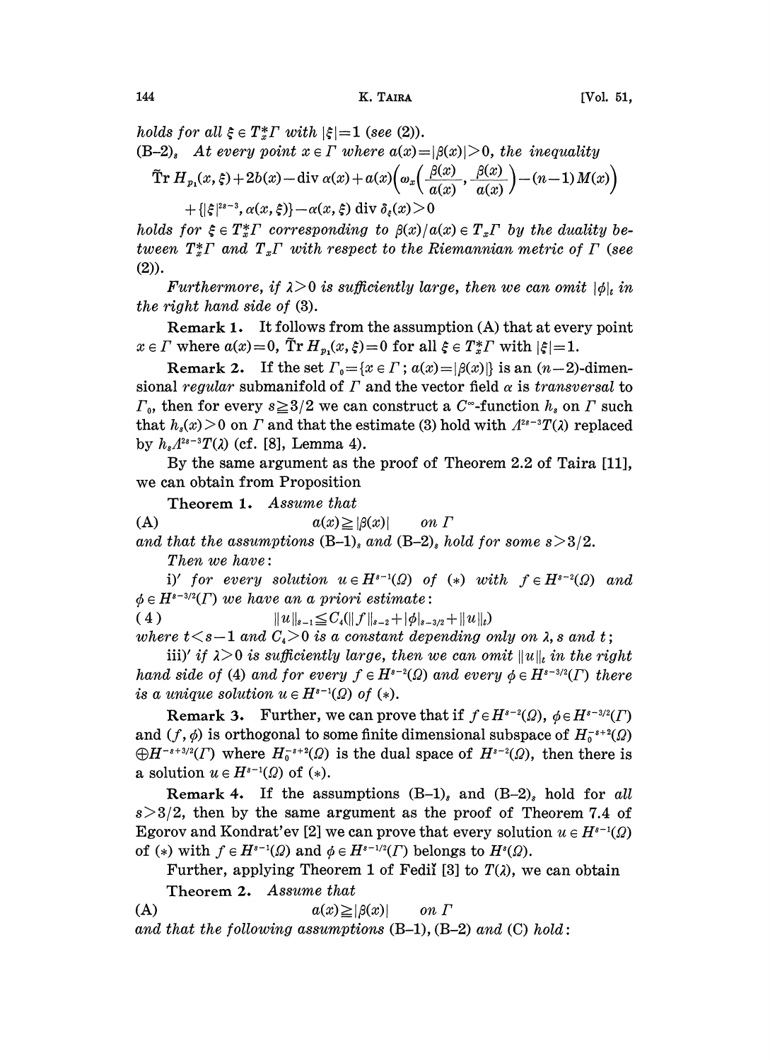*holds for all* $\xi \in T_x^*\Gamma$ *with* $|\xi|=1$ *(see (2)).*

(B–2)$_s$ *At every point* $x \in \Gamma$ *where* $a(x)=|\beta(x)|>0$, *the inequality*

$$\tilde{\mathrm{Tr}}\, H_{p_1}(x,\xi)+2b(x)-\mathrm{div}\,\alpha(x)+a(x)\Big(\omega_x\Big(\frac{\beta(x)}{a(x)},\frac{\beta(x)}{a(x)}\Big)-(n-1)M(x)\Big)$$
$$+\{|\xi|^{2s-3},\alpha(x,\xi)\}-\alpha(x,\xi)\,\mathrm{div}\,\delta_\xi(x)>0$$

*holds for* $\xi \in T_x^*\Gamma$ *corresponding to* $\beta(x)/a(x) \in T_x\Gamma$ *by the duality between* $T_x^*\Gamma$ *and* $T_x\Gamma$ *with respect to the Riemannian metric of* $\Gamma$ *(see (2)).*

*Furthermore, if* $\lambda>0$ *is sufficiently large, then we can omit* $|\phi|_t$ *in the right hand side of* (3).

**Remark 1.** It follows from the assumption (A) that at every point $x \in \Gamma$ where $a(x)=0$, $\tilde{\mathrm{Tr}}\, H_{p_1}(x,\xi)=0$ for all $\xi \in T_x^*\Gamma$ with $|\xi|=1$.

**Remark 2.** If the set $\Gamma_0=\{x \in \Gamma;\, a(x)=|\beta(x)|\}$ is an $(n-2)$-dimensional *regular* submanifold of $\Gamma$ and the vector field $\alpha$ is *transversal* to $\Gamma_0$, then for every $s \geqq 3/2$ we can construct a $C^\infty$-function $h_s$ on $\Gamma$ such that $h_s(x)>0$ on $\Gamma$ and that the estimate (3) hold with $\Lambda^{2s-3}T(\lambda)$ replaced by $h_s\Lambda^{2s-3}T(\lambda)$ (cf. [8], Lemma 4).

By the same argument as the proof of Theorem 2.2 of Taira [11], we can obtain from Proposition

**Theorem 1.** *Assume that*

$$\text{(A)} \qquad a(x) \geqq |\beta(x)| \quad \text{on } \Gamma$$

*and that the assumptions* (B–1)$_s$ *and* (B–2)$_s$ *hold for some* $s>3/2$.

*Then we have:*

i)′ *for every solution* $u \in H^{s-1}(\Omega)$ *of* (\*) *with* $f \in H^{s-2}(\Omega)$ *and* $\phi \in H^{s-3/2}(\Gamma)$ *we have an a priori estimate:*

$$(4) \qquad \|u\|_{s-1} \leqq C_4(\|f\|_{s-2}+|\phi|_{s-3/2}+\|u\|_t)$$

*where* $t<s-1$ *and* $C_4>0$ *is a constant depending only on* $\lambda$, $s$ *and* $t$;

iii)′ *if* $\lambda>0$ *is sufficiently large, then we can omit* $\|u\|_t$ *in the right hand side of* (4) *and for every* $f \in H^{s-2}(\Omega)$ *and every* $\phi \in H^{s-3/2}(\Gamma)$ *there is a unique solution* $u \in H^{s-1}(\Omega)$ *of* (\*).

**Remark 3.** Further, we can prove that if $f \in H^{s-2}(\Omega)$, $\phi \in H^{s-3/2}(\Gamma)$ and $(f,\phi)$ is orthogonal to some finite dimensional subspace of $H_0^{-s+2}(\Omega) \oplus H^{-s+3/2}(\Gamma)$ where $H_0^{-s+2}(\Omega)$ is the dual space of $H^{s-2}(\Omega)$, then there is a solution $u \in H^{s-1}(\Omega)$ of (\*).

**Remark 4.** If the assumptions (B–1)$_s$ and (B–2)$_s$ hold for *all* $s>3/2$, then by the same argument as the proof of Theorem 7.4 of Egorov and Kondrat'ev [2] we can prove that every solution $u \in H^{s-1}(\Omega)$ of (\*) with $f \in H^{s-1}(\Omega)$ and $\phi \in H^{s-1/2}(\Gamma)$ belongs to $H^s(\Omega)$.

Further, applying Theorem 1 of Fediĭ [3] to $T(\lambda)$, we can obtain

**Theorem 2.** *Assume that*

$$\text{(A)} \qquad a(x) \geqq |\beta(x)| \quad \text{on } \Gamma$$

*and that the following assumptions* (B–1), (B–2) *and* (C) *hold:*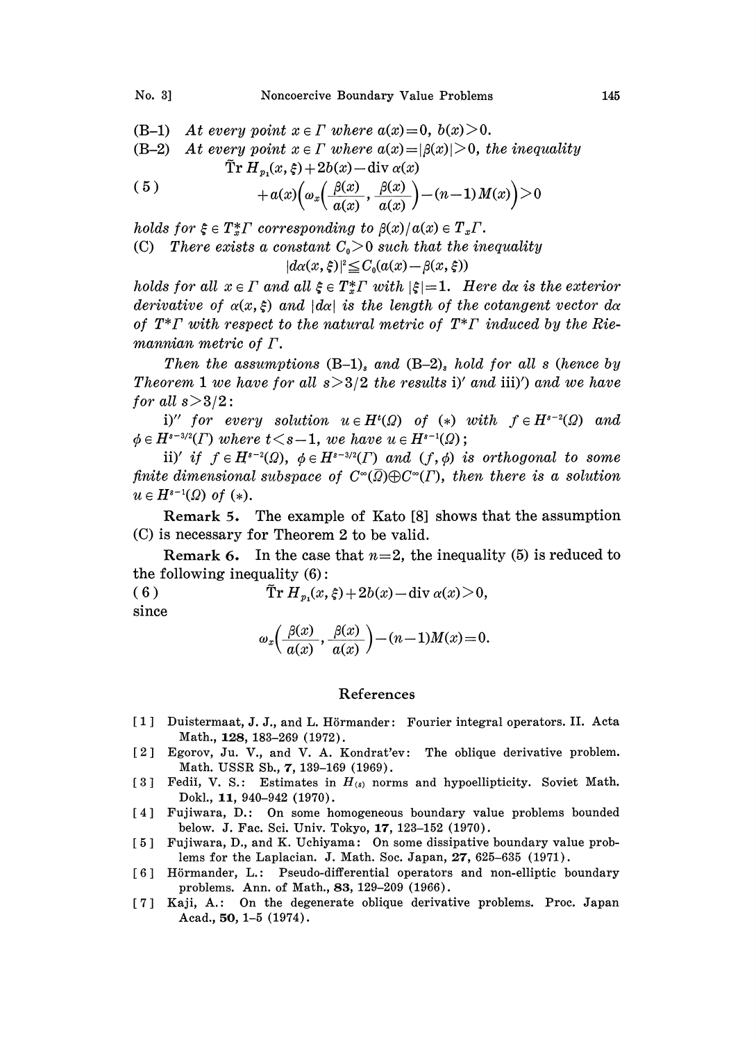(B–1) *At every point* $x \in \Gamma$ *where* $a(x)=0$, $b(x)>0$.

(B–2) *At every point* $x \in \Gamma$ *where* $a(x)=|\beta(x)|>0$, *the inequality*

$$\tilde{\operatorname{Tr}} H_{p_1}(x,\xi)+2b(x)-\operatorname{div}\alpha(x) + a(x)\Big(\omega_x\Big(\frac{\beta(x)}{a(x)},\frac{\beta(x)}{a(x)}\Big)-(n-1)M(x)\Big)>0 \tag{5}$$

*holds for* $\xi \in T^*_x\Gamma$ *corresponding to* $\beta(x)/a(x) \in T_x\Gamma$.

(C) *There exists a constant* $C_0>0$ *such that the inequality*

$$|d\alpha(x,\xi)|^2 \leqq C_0(a(x)-\beta(x,\xi))$$

*holds for all* $x \in \Gamma$ *and all* $\xi \in T^*_x\Gamma$ *with* $|\xi|=1$. *Here* $d\alpha$ *is the exterior derivative of* $\alpha(x,\xi)$ *and* $|d\alpha|$ *is the length of the cotangent vector* $d\alpha$ *of* $T^*\Gamma$ *with respect to the natural metric of* $T^*\Gamma$ *induced by the Riemannian metric of* $\Gamma$.

*Then the assumptions* $(\text{B–1})_s$ *and* $(\text{B–2})_s$ *hold for all* $s$ *(hence by Theorem 1 we have for all* $s>3/2$ *the results* i)′ *and* iii)′*) and we have for all* $s>3/2$:

i)″ *for every solution* $u \in H^t(\Omega)$ *of* (∗) *with* $f \in H^{s-2}(\Omega)$ *and* $\phi \in H^{s-3/2}(\Gamma)$ *where* $t<s-1$, *we have* $u \in H^{s-1}(\Omega)$;

ii)′ *if* $f \in H^{s-2}(\Omega)$, $\phi \in H^{s-3/2}(\Gamma)$ *and* $(f,\phi)$ *is orthogonal to some finite dimensional subspace of* $C^\infty(\bar{\Omega})\oplus C^\infty(\Gamma)$, *then there is a solution* $u \in H^{s-1}(\Omega)$ *of* (∗).

**Remark 5.** The example of Kato [8] shows that the assumption (C) is necessary for Theorem 2 to be valid.

**Remark 6.** In the case that $n=2$, the inequality (5) is reduced to the following inequality (6):

$$\tilde{\operatorname{Tr}} H_{p_1}(x,\xi)+2b(x)-\operatorname{div}\alpha(x)>0, \tag{6}$$

since

$$\omega_x\Big(\frac{\beta(x)}{a(x)},\frac{\beta(x)}{a(x)}\Big)-(n-1)M(x)=0.$$

## References

[1] Duistermaat, J. J., and L. Hörmander: Fourier integral operators. II. Acta Math., **128**, 183–269 (1972).

[2] Egorov, Ju. V., and V. A. Kondrat'ev: The oblique derivative problem. Math. USSR Sb., **7**, 139–169 (1969).

[3] Fediĭ, V. S.: Estimates in $H_{(s)}$ norms and hypoellipticity. Soviet Math. Dokl., **11**, 940–942 (1970).

[4] Fujiwara, D.: On some homogeneous boundary value problems bounded below. J. Fac. Sci. Univ. Tokyo, **17**, 123–152 (1970).

[5] Fujiwara, D., and K. Uchiyama: On some dissipative boundary value problems for the Laplacian. J. Math. Soc. Japan, **27**, 625–635 (1971).

[6] Hörmander, L.: Pseudo-differential operators and non-elliptic boundary problems. Ann. of Math., **83**, 129–209 (1966).

[7] Kaji, A.: On the degenerate oblique derivative problems. Proc. Japan Acad., **50**, 1–5 (1974).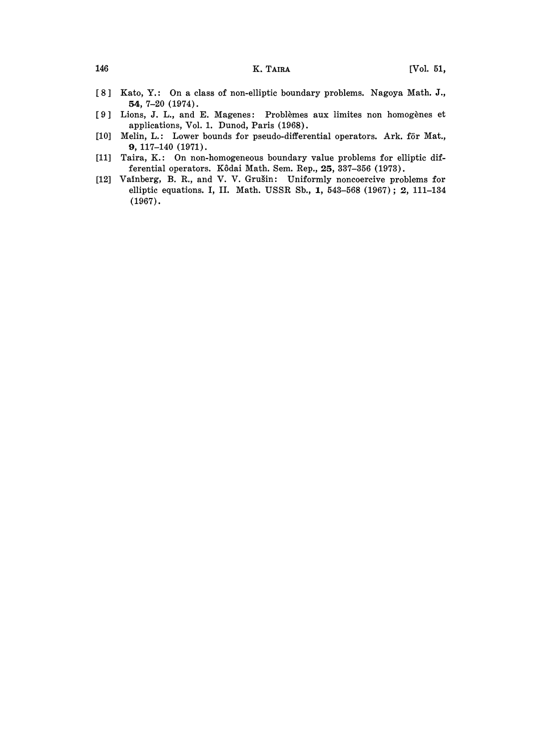[8] Kato, Y.: On a class of non-elliptic boundary problems. Nagoya Math. J., **54**, 7–20 (1974).

[9] Lions, J. L., and E. Magenes: Problèmes aux limites non homogènes et applications, Vol. 1. Dunod, Paris (1968).

[10] Melin, L.: Lower bounds for pseudo-differential operators. Ark. för Mat., **9**, 117–140 (1971).

[11] Taira, K.: On non-homogeneous boundary value problems for elliptic differential operators. Kôdai Math. Sem. Rep., **25**, 337–356 (1973).

[12] Vaĭnberg, B. R., and V. V. Grušin: Uniformly noncoercive problems for elliptic equations. I, II. Math. USSR Sb., **1**, 543–568 (1967); **2**, 111–134 (1967).